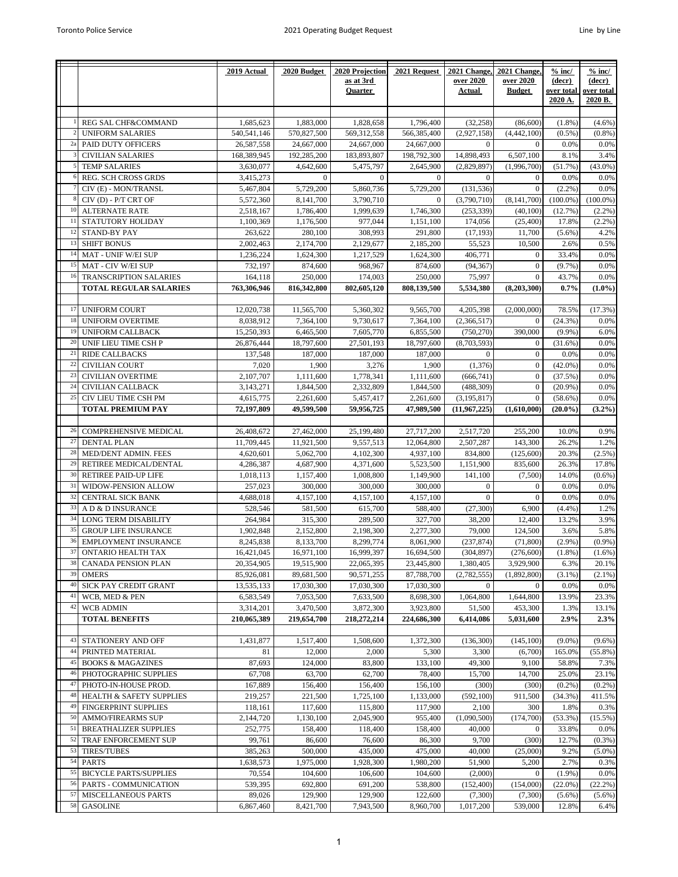| | | 2019 Actual | 2020 Budget | 2020 Projection as at 3rd Quarter | 2021 Request | 2021 Change, over 2020 Actual | 2021 Change, over 2020 Budget | % inc/ (decr) over total 2020 A. | % inc/ (decr) over total 2020 B. |
|---|---|---|---|---|---|---|---|---|---|
| 1 | REG SAL CHF&COMMAND | 1,685,623 | 1,883,000 | 1,828,658 | 1,796,400 | (32,258) | (86,600) | (1.8%) | (4.6%) |
| 2 | UNIFORM SALARIES | 540,541,146 | 570,827,500 | 569,312,558 | 566,385,400 | (2,927,158) | (4,442,100) | (0.5%) | (0.8%) |
| 2a | PAID DUTY OFFICERS | 26,587,558 | 24,667,000 | 24,667,000 | 24,667,000 | 0 | 0 | 0.0% | 0.0% |
| 3 | CIVILIAN SALARIES | 168,389,945 | 192,285,200 | 183,893,807 | 198,792,300 | 14,898,493 | 6,507,100 | 8.1% | 3.4% |
| 5 | TEMP SALARIES | 3,630,077 | 4,642,600 | 5,475,797 | 2,645,900 | (2,829,897) | (1,996,700) | (51.7%) | (43.0%) |
| 6 | REG. SCH CROSS GRDS | 3,415,273 | 0 | 0 | 0 | 0 | 0 | 0.0% | 0.0% |
| 7 | CIV (E) - MON/TRANSL | 5,467,804 | 5,729,200 | 5,860,736 | 5,729,200 | (131,536) | 0 | (2.2%) | 0.0% |
| 8 | CIV (D) - P/T CRT OF | 5,572,360 | 8,141,700 | 3,790,710 | 0 | (3,790,710) | (8,141,700) | (100.0%) | (100.0%) |
| 10 | ALTERNATE RATE | 2,518,167 | 1,786,400 | 1,999,639 | 1,746,300 | (253,339) | (40,100) | (12.7%) | (2.2%) |
| 11 | STATUTORY HOLIDAY | 1,100,369 | 1,176,500 | 977,044 | 1,151,100 | 174,056 | (25,400) | 17.8% | (2.2%) |
| 12 | STAND-BY PAY | 263,622 | 280,100 | 308,993 | 291,800 | (17,193) | 11,700 | (5.6%) | 4.2% |
| 13 | SHIFT BONUS | 2,002,463 | 2,174,700 | 2,129,677 | 2,185,200 | 55,523 | 10,500 | 2.6% | 0.5% |
| 14 | MAT - UNIF W/EI SUP | 1,236,224 | 1,624,300 | 1,217,529 | 1,624,300 | 406,771 | 0 | 33.4% | 0.0% |
| 15 | MAT - CIV W/EI SUP | 732,197 | 874,600 | 968,967 | 874,600 | (94,367) | 0 | (9.7%) | 0.0% |
| 16 | TRANSCRIPTION SALARIES | 164,118 | 250,000 | 174,003 | 250,000 | 75,997 | 0 | 43.7% | 0.0% |
| | **TOTAL REGULAR SALARIES** | **763,306,946** | **816,342,800** | **802,605,120** | **808,139,500** | **5,534,380** | **(8,203,300)** | **0.7%** | **(1.0%)** |
| 17 | UNIFORM COURT | 12,020,738 | 11,565,700 | 5,360,302 | 9,565,700 | 4,205,398 | (2,000,000) | 78.5% | (17.3%) |
| 18 | UNIFORM OVERTIME | 8,038,912 | 7,364,100 | 9,730,617 | 7,364,100 | (2,366,517) | 0 | (24.3%) | 0.0% |
| 19 | UNIFORM CALLBACK | 15,250,393 | 6,465,500 | 7,605,770 | 6,855,500 | (750,270) | 390,000 | (9.9%) | 6.0% |
| 20 | UNIF LIEU TIME CSH P | 26,876,444 | 18,797,600 | 27,501,193 | 18,797,600 | (8,703,593) | 0 | (31.6%) | 0.0% |
| 21 | RIDE CALLBACKS | 137,548 | 187,000 | 187,000 | 187,000 | 0 | 0 | 0.0% | 0.0% |
| 22 | CIVILIAN COURT | 7,020 | 1,900 | 3,276 | 1,900 | (1,376) | 0 | (42.0%) | 0.0% |
| 23 | CIVILIAN OVERTIME | 2,107,707 | 1,111,600 | 1,778,341 | 1,111,600 | (666,741) | 0 | (37.5%) | 0.0% |
| 24 | CIVILIAN CALLBACK | 3,143,271 | 1,844,500 | 2,332,809 | 1,844,500 | (488,309) | 0 | (20.9%) | 0.0% |
| 25 | CIV LIEU TIME CSH PM | 4,615,775 | 2,261,600 | 5,457,417 | 2,261,600 | (3,195,817) | 0 | (58.6%) | 0.0% |
| | **TOTAL PREMIUM PAY** | **72,197,809** | **49,599,500** | **59,956,725** | **47,989,500** | **(11,967,225)** | **(1,610,000)** | **(20.0%)** | **(3.2%)** |
| 26 | COMPREHENSIVE MEDICAL | 26,408,672 | 27,462,000 | 25,199,480 | 27,717,200 | 2,517,720 | 255,200 | 10.0% | 0.9% |
| 27 | DENTAL PLAN | 11,709,445 | 11,921,500 | 9,557,513 | 12,064,800 | 2,507,287 | 143,300 | 26.2% | 1.2% |
| 28 | MED/DENT ADMIN. FEES | 4,620,601 | 5,062,700 | 4,102,300 | 4,937,100 | 834,800 | (125,600) | 20.3% | (2.5%) |
| 29 | RETIREE MEDICAL/DENTAL | 4,286,387 | 4,687,900 | 4,371,600 | 5,523,500 | 1,151,900 | 835,600 | 26.3% | 17.8% |
| 30 | RETIREE PAID-UP LIFE | 1,018,113 | 1,157,400 | 1,008,800 | 1,149,900 | 141,100 | (7,500) | 14.0% | (0.6%) |
| 31 | WIDOW-PENSION ALLOW | 257,023 | 300,000 | 300,000 | 300,000 | 0 | 0 | 0.0% | 0.0% |
| 32 | CENTRAL SICK BANK | 4,688,018 | 4,157,100 | 4,157,100 | 4,157,100 | 0 | 0 | 0.0% | 0.0% |
| 33 | A D & D INSURANCE | 528,546 | 581,500 | 615,700 | 588,400 | (27,300) | 6,900 | (4.4%) | 1.2% |
| 34 | LONG TERM DISABILITY | 264,984 | 315,300 | 289,500 | 327,700 | 38,200 | 12,400 | 13.2% | 3.9% |
| 35 | GROUP LIFE INSURANCE | 1,902,848 | 2,152,800 | 2,198,300 | 2,277,300 | 79,000 | 124,500 | 3.6% | 5.8% |
| 36 | EMPLOYMENT INSURANCE | 8,245,838 | 8,133,700 | 8,299,774 | 8,061,900 | (237,874) | (71,800) | (2.9%) | (0.9%) |
| 37 | ONTARIO HEALTH TAX | 16,421,045 | 16,971,100 | 16,999,397 | 16,694,500 | (304,897) | (276,600) | (1.8%) | (1.6%) |
| 38 | CANADA PENSION PLAN | 20,354,905 | 19,515,900 | 22,065,395 | 23,445,800 | 1,380,405 | 3,929,900 | 6.3% | 20.1% |
| 39 | OMERS | 85,926,081 | 89,681,500 | 90,571,255 | 87,788,700 | (2,782,555) | (1,892,800) | (3.1%) | (2.1%) |
| 40 | SICK PAY CREDIT GRANT | 13,535,133 | 17,030,300 | 17,030,300 | 17,030,300 | 0 | 0 | 0.0% | 0.0% |
| 41 | WCB, MED & PEN | 6,583,549 | 7,053,500 | 7,633,500 | 8,698,300 | 1,064,800 | 1,644,800 | 13.9% | 23.3% |
| 42 | WCB ADMIN | 3,314,201 | 3,470,500 | 3,872,300 | 3,923,800 | 51,500 | 453,300 | 1.3% | 13.1% |
| | **TOTAL BENEFITS** | **210,065,389** | **219,654,700** | **218,272,214** | **224,686,300** | **6,414,086** | **5,031,600** | **2.9%** | **2.3%** |
| 43 | STATIONERY AND OFF | 1,431,877 | 1,517,400 | 1,508,600 | 1,372,300 | (136,300) | (145,100) | (9.0%) | (9.6%) |
| 44 | PRINTED MATERIAL | 81 | 12,000 | 2,000 | 5,300 | 3,300 | (6,700) | 165.0% | (55.8%) |
| 45 | BOOKS & MAGAZINES | 87,693 | 124,000 | 83,800 | 133,100 | 49,300 | 9,100 | 58.8% | 7.3% |
| 46 | PHOTOGRAPHIC SUPPLIES | 67,708 | 63,700 | 62,700 | 78,400 | 15,700 | 14,700 | 25.0% | 23.1% |
| 47 | PHOTO-IN-HOUSE PROD. | 167,889 | 156,400 | 156,400 | 156,100 | (300) | (300) | (0.2%) | (0.2%) |
| 48 | HEALTH & SAFETY SUPPLIES | 219,257 | 221,500 | 1,725,100 | 1,133,000 | (592,100) | 911,500 | (34.3%) | 411.5% |
| 49 | FINGERPRINT SUPPLIES | 118,161 | 117,600 | 115,800 | 117,900 | 2,100 | 300 | 1.8% | 0.3% |
| 50 | AMMO/FIREARMS SUP | 2,144,720 | 1,130,100 | 2,045,900 | 955,400 | (1,090,500) | (174,700) | (53.3%) | (15.5%) |
| 51 | BREATHALIZER SUPPLIES | 252,775 | 158,400 | 118,400 | 158,400 | 40,000 | 0 | 33.8% | 0.0% |
| 52 | TRAF ENFORCEMENT SUP | 99,761 | 86,600 | 76,600 | 86,300 | 9,700 | (300) | 12.7% | (0.3%) |
| 53 | TIRES/TUBES | 385,263 | 500,000 | 435,000 | 475,000 | 40,000 | (25,000) | 9.2% | (5.0%) |
| 54 | PARTS | 1,638,573 | 1,975,000 | 1,928,300 | 1,980,200 | 51,900 | 5,200 | 2.7% | 0.3% |
| 55 | BICYCLE PARTS/SUPPLIES | 70,554 | 104,600 | 106,600 | 104,600 | (2,000) | 0 | (1.9%) | 0.0% |
| 56 | PARTS - COMMUNICATION | 539,395 | 692,800 | 691,200 | 538,800 | (152,400) | (154,000) | (22.0%) | (22.2%) |
| 57 | MISCELLANEOUS PARTS | 89,026 | 129,900 | 129,900 | 122,600 | (7,300) | (7,300) | (5.6%) | (5.6%) |
| 58 | GASOLINE | 6,867,460 | 8,421,700 | 7,943,500 | 8,960,700 | 1,017,200 | 539,000 | 12.8% | 6.4% |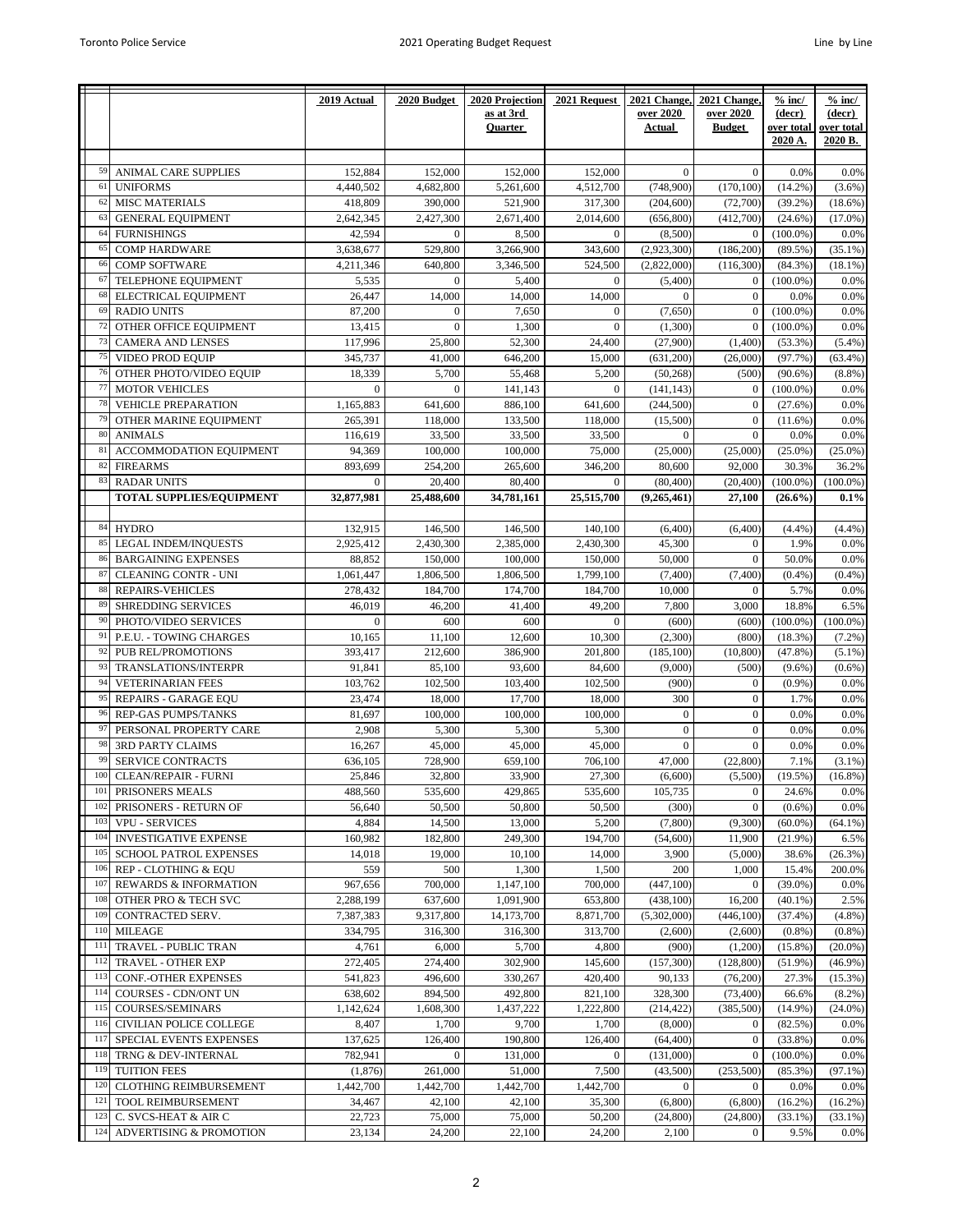| | | 2019 Actual | 2020 Budget | 2020 Projection as at 3rd Quarter | 2021 Request | 2021 Change, over 2020 Actual | 2021 Change, over 2020 Budget | % inc/ (decr) over total 2020 A. | % inc/ (decr) over total 2020 B. |
|---|---|---|---|---|---|---|---|---|---|
| 59 | ANIMAL CARE SUPPLIES | 152,884 | 152,000 | 152,000 | 152,000 | 0 | 0 | 0.0% | 0.0% |
| 61 | UNIFORMS | 4,440,502 | 4,682,800 | 5,261,600 | 4,512,700 | (748,900) | (170,100) | (14.2%) | (3.6%) |
| 62 | MISC MATERIALS | 418,809 | 390,000 | 521,900 | 317,300 | (204,600) | (72,700) | (39.2%) | (18.6%) |
| 63 | GENERAL EQUIPMENT | 2,642,345 | 2,427,300 | 2,671,400 | 2,014,600 | (656,800) | (412,700) | (24.6%) | (17.0%) |
| 64 | FURNISHINGS | 42,594 | 0 | 8,500 | 0 | (8,500) | 0 | (100.0%) | 0.0% |
| 65 | COMP HARDWARE | 3,638,677 | 529,800 | 3,266,900 | 343,600 | (2,923,300) | (186,200) | (89.5%) | (35.1%) |
| 66 | COMP SOFTWARE | 4,211,346 | 640,800 | 3,346,500 | 524,500 | (2,822,000) | (116,300) | (84.3%) | (18.1%) |
| 67 | TELEPHONE EQUIPMENT | 5,535 | 0 | 5,400 | 0 | (5,400) | 0 | (100.0%) | 0.0% |
| 68 | ELECTRICAL EQUIPMENT | 26,447 | 14,000 | 14,000 | 14,000 | 0 | 0 | 0.0% | 0.0% |
| 69 | RADIO UNITS | 87,200 | 0 | 7,650 | 0 | (7,650) | 0 | (100.0%) | 0.0% |
| 72 | OTHER OFFICE EQUIPMENT | 13,415 | 0 | 1,300 | 0 | (1,300) | 0 | (100.0%) | 0.0% |
| 73 | CAMERA AND LENSES | 117,996 | 25,800 | 52,300 | 24,400 | (27,900) | (1,400) | (53.3%) | (5.4%) |
| 75 | VIDEO PROD EQUIP | 345,737 | 41,000 | 646,200 | 15,000 | (631,200) | (26,000) | (97.7%) | (63.4%) |
| 76 | OTHER PHOTO/VIDEO EQUIP | 18,339 | 5,700 | 55,468 | 5,200 | (50,268) | (500) | (90.6%) | (8.8%) |
| 77 | MOTOR VEHICLES | 0 | 0 | 141,143 | 0 | (141,143) | 0 | (100.0%) | 0.0% |
| 78 | VEHICLE PREPARATION | 1,165,883 | 641,600 | 886,100 | 641,600 | (244,500) | 0 | (27.6%) | 0.0% |
| 79 | OTHER MARINE EQUIPMENT | 265,391 | 118,000 | 133,500 | 118,000 | (15,500) | 0 | (11.6%) | 0.0% |
| 80 | ANIMALS | 116,619 | 33,500 | 33,500 | 33,500 | 0 | 0 | 0.0% | 0.0% |
| 81 | ACCOMMODATION EQUIPMENT | 94,369 | 100,000 | 100,000 | 75,000 | (25,000) | (25,000) | (25.0%) | (25.0%) |
| 82 | FIREARMS | 893,699 | 254,200 | 265,600 | 346,200 | 80,600 | 92,000 | 30.3% | 36.2% |
| 83 | RADAR UNITS | 0 | 20,400 | 80,400 | 0 | (80,400) | (20,400) | (100.0%) | (100.0%) |
| | **TOTAL SUPPLIES/EQUIPMENT** | **32,877,981** | **25,488,600** | **34,781,161** | **25,515,700** | **(9,265,461)** | **27,100** | **(26.6%)** | **0.1%** |
| | | | | | | | | | |
| 84 | HYDRO | 132,915 | 146,500 | 146,500 | 140,100 | (6,400) | (6,400) | (4.4%) | (4.4%) |
| 85 | LEGAL INDEM/INQUESTS | 2,925,412 | 2,430,300 | 2,385,000 | 2,430,300 | 45,300 | 0 | 1.9% | 0.0% |
| 86 | BARGAINING EXPENSES | 88,852 | 150,000 | 100,000 | 150,000 | 50,000 | 0 | 50.0% | 0.0% |
| 87 | CLEANING CONTR - UNI | 1,061,447 | 1,806,500 | 1,806,500 | 1,799,100 | (7,400) | (7,400) | (0.4%) | (0.4%) |
| 88 | REPAIRS-VEHICLES | 278,432 | 184,700 | 174,700 | 184,700 | 10,000 | 0 | 5.7% | 0.0% |
| 89 | SHREDDING SERVICES | 46,019 | 46,200 | 41,400 | 49,200 | 7,800 | 3,000 | 18.8% | 6.5% |
| 90 | PHOTO/VIDEO SERVICES | 0 | 600 | 600 | 0 | (600) | (600) | (100.0%) | (100.0%) |
| 91 | P.E.U. - TOWING CHARGES | 10,165 | 11,100 | 12,600 | 10,300 | (2,300) | (800) | (18.3%) | (7.2%) |
| 92 | PUB REL/PROMOTIONS | 393,417 | 212,600 | 386,900 | 201,800 | (185,100) | (10,800) | (47.8%) | (5.1%) |
| 93 | TRANSLATIONS/INTERPR | 91,841 | 85,100 | 93,600 | 84,600 | (9,000) | (500) | (9.6%) | (0.6%) |
| 94 | VETERINARIAN FEES | 103,762 | 102,500 | 103,400 | 102,500 | (900) | 0 | (0.9%) | 0.0% |
| 95 | REPAIRS - GARAGE EQU | 23,474 | 18,000 | 17,700 | 18,000 | 300 | 0 | 1.7% | 0.0% |
| 96 | REP-GAS PUMPS/TANKS | 81,697 | 100,000 | 100,000 | 100,000 | 0 | 0 | 0.0% | 0.0% |
| 97 | PERSONAL PROPERTY CARE | 2,908 | 5,300 | 5,300 | 5,300 | 0 | 0 | 0.0% | 0.0% |
| 98 | 3RD PARTY CLAIMS | 16,267 | 45,000 | 45,000 | 45,000 | 0 | 0 | 0.0% | 0.0% |
| 99 | SERVICE CONTRACTS | 636,105 | 728,900 | 659,100 | 706,100 | 47,000 | (22,800) | 7.1% | (3.1%) |
| 100 | CLEAN/REPAIR - FURNI | 25,846 | 32,800 | 33,900 | 27,300 | (6,600) | (5,500) | (19.5%) | (16.8%) |
| 101 | PRISONERS MEALS | 488,560 | 535,600 | 429,865 | 535,600 | 105,735 | 0 | 24.6% | 0.0% |
| 102 | PRISONERS - RETURN OF | 56,640 | 50,500 | 50,800 | 50,500 | (300) | 0 | (0.6%) | 0.0% |
| 103 | VPU - SERVICES | 4,884 | 14,500 | 13,000 | 5,200 | (7,800) | (9,300) | (60.0%) | (64.1%) |
| 104 | INVESTIGATIVE EXPENSE | 160,982 | 182,800 | 249,300 | 194,700 | (54,600) | 11,900 | (21.9%) | 6.5% |
| 105 | SCHOOL PATROL EXPENSES | 14,018 | 19,000 | 10,100 | 14,000 | 3,900 | (5,000) | 38.6% | (26.3%) |
| 106 | REP - CLOTHING & EQU | 559 | 500 | 1,300 | 1,500 | 200 | 1,000 | 15.4% | 200.0% |
| 107 | REWARDS & INFORMATION | 967,656 | 700,000 | 1,147,100 | 700,000 | (447,100) | 0 | (39.0%) | 0.0% |
| 108 | OTHER PRO & TECH SVC | 2,288,199 | 637,600 | 1,091,900 | 653,800 | (438,100) | 16,200 | (40.1%) | 2.5% |
| 109 | CONTRACTED SERV. | 7,387,383 | 9,317,800 | 14,173,700 | 8,871,700 | (5,302,000) | (446,100) | (37.4%) | (4.8%) |
| 110 | MILEAGE | 334,795 | 316,300 | 316,300 | 313,700 | (2,600) | (2,600) | (0.8%) | (0.8%) |
| 111 | TRAVEL - PUBLIC TRAN | 4,761 | 6,000 | 5,700 | 4,800 | (900) | (1,200) | (15.8%) | (20.0%) |
| 112 | TRAVEL - OTHER EXP | 272,405 | 274,400 | 302,900 | 145,600 | (157,300) | (128,800) | (51.9%) | (46.9%) |
| 113 | CONF.-OTHER EXPENSES | 541,823 | 496,600 | 330,267 | 420,400 | 90,133 | (76,200) | 27.3% | (15.3%) |
| 114 | COURSES - CDN/ONT UN | 638,602 | 894,500 | 492,800 | 821,100 | 328,300 | (73,400) | 66.6% | (8.2%) |
| 115 | COURSES/SEMINARS | 1,142,624 | 1,608,300 | 1,437,222 | 1,222,800 | (214,422) | (385,500) | (14.9%) | (24.0%) |
| 116 | CIVILIAN POLICE COLLEGE | 8,407 | 1,700 | 9,700 | 1,700 | (8,000) | 0 | (82.5%) | 0.0% |
| 117 | SPECIAL EVENTS EXPENSES | 137,625 | 126,400 | 190,800 | 126,400 | (64,400) | 0 | (33.8%) | 0.0% |
| 118 | TRNG & DEV-INTERNAL | 782,941 | 0 | 131,000 | 0 | (131,000) | 0 | (100.0%) | 0.0% |
| 119 | TUITION FEES | (1,876) | 261,000 | 51,000 | 7,500 | (43,500) | (253,500) | (85.3%) | (97.1%) |
| 120 | CLOTHING REIMBURSEMENT | 1,442,700 | 1,442,700 | 1,442,700 | 1,442,700 | 0 | 0 | 0.0% | 0.0% |
| 121 | TOOL REIMBURSEMENT | 34,467 | 42,100 | 42,100 | 35,300 | (6,800) | (6,800) | (16.2%) | (16.2%) |
| 123 | C. SVCS-HEAT & AIR C | 22,723 | 75,000 | 75,000 | 50,200 | (24,800) | (24,800) | (33.1%) | (33.1%) |
| 124 | ADVERTISING & PROMOTION | 23,134 | 24,200 | 22,100 | 24,200 | 2,100 | 0 | 9.5% | 0.0% |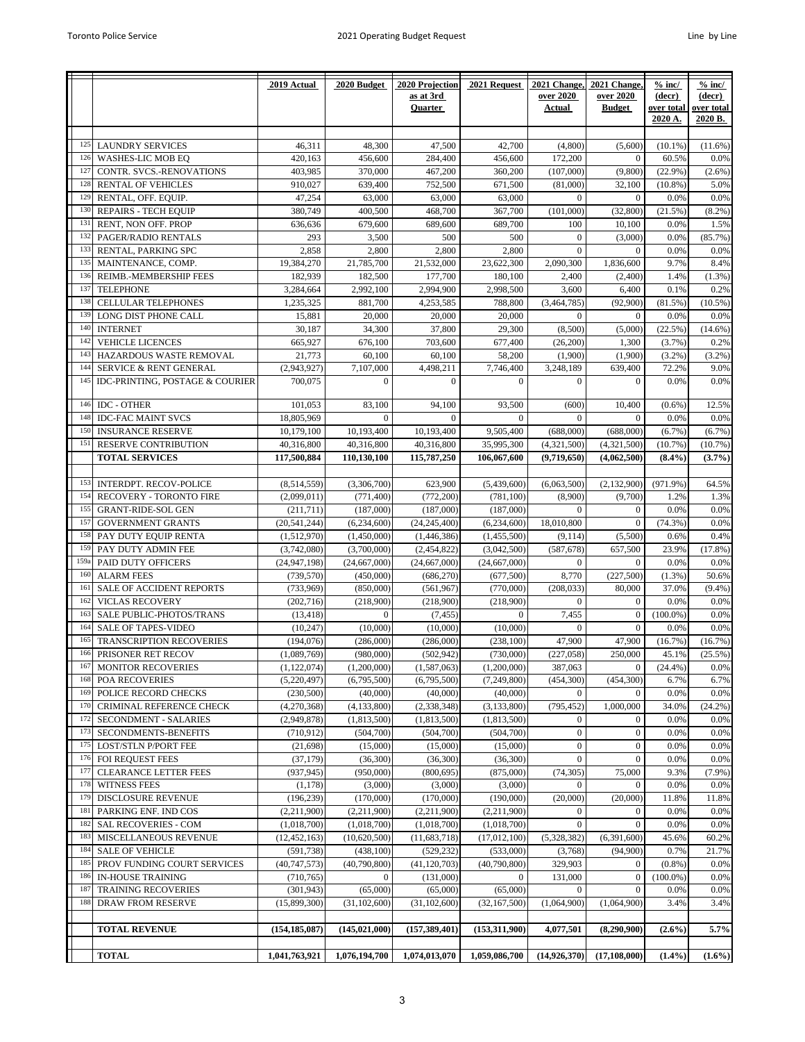| | | 2019 Actual | 2020 Budget | 2020 Projection as at 3rd Quarter | 2021 Request | 2021 Change, over 2020 Actual | 2021 Change, over 2020 Budget | % inc/ (decr) over total 2020 A. | % inc/ (decr) over total 2020 B. |
|---|---|---|---|---|---|---|---|---|---|
| 125 | LAUNDRY SERVICES | 46,311 | 48,300 | 47,500 | 42,700 | (4,800) | (5,600) | (10.1%) | (11.6%) |
| 126 | WASHES-LIC MOB EQ | 420,163 | 456,600 | 284,400 | 456,600 | 172,200 | 0 | 60.5% | 0.0% |
| 127 | CONTR. SVCS.-RENOVATIONS | 403,985 | 370,000 | 467,200 | 360,200 | (107,000) | (9,800) | (22.9%) | (2.6%) |
| 128 | RENTAL OF VEHICLES | 910,027 | 639,400 | 752,500 | 671,500 | (81,000) | 32,100 | (10.8%) | 5.0% |
| 129 | RENTAL, OFF. EQUIP. | 47,254 | 63,000 | 63,000 | 63,000 | 0 | 0 | 0.0% | 0.0% |
| 130 | REPAIRS - TECH EQUIP | 380,749 | 400,500 | 468,700 | 367,700 | (101,000) | (32,800) | (21.5%) | (8.2%) |
| 131 | RENT, NON OFF. PROP | 636,636 | 679,600 | 689,600 | 689,700 | 100 | 10,100 | 0.0% | 1.5% |
| 132 | PAGER/RADIO RENTALS | 293 | 3,500 | 500 | 500 | 0 | (3,000) | 0.0% | (85.7%) |
| 133 | RENTAL, PARKING SPC | 2,858 | 2,800 | 2,800 | 2,800 | 0 | 0 | 0.0% | 0.0% |
| 135 | MAINTENANCE, COMP. | 19,384,270 | 21,785,700 | 21,532,000 | 23,622,300 | 2,090,300 | 1,836,600 | 9.7% | 8.4% |
| 136 | REIMB.-MEMBERSHIP FEES | 182,939 | 182,500 | 177,700 | 180,100 | 2,400 | (2,400) | 1.4% | (1.3%) |
| 137 | TELEPHONE | 3,284,664 | 2,992,100 | 2,994,900 | 2,998,500 | 3,600 | 6,400 | 0.1% | 0.2% |
| 138 | CELLULAR TELEPHONES | 1,235,325 | 881,700 | 4,253,585 | 788,800 | (3,464,785) | (92,900) | (81.5%) | (10.5%) |
| 139 | LONG DIST PHONE CALL | 15,881 | 20,000 | 20,000 | 20,000 | 0 | 0 | 0.0% | 0.0% |
| 140 | INTERNET | 30,187 | 34,300 | 37,800 | 29,300 | (8,500) | (5,000) | (22.5%) | (14.6%) |
| 142 | VEHICLE LICENCES | 665,927 | 676,100 | 703,600 | 677,400 | (26,200) | 1,300 | (3.7%) | 0.2% |
| 143 | HAZARDOUS WASTE REMOVAL | 21,773 | 60,100 | 60,100 | 58,200 | (1,900) | (1,900) | (3.2%) | (3.2%) |
| 144 | SERVICE & RENT GENERAL | (2,943,927) | 7,107,000 | 4,498,211 | 7,746,400 | 3,248,189 | 639,400 | 72.2% | 9.0% |
| 145 | IDC-PRINTING, POSTAGE & COURIER | 700,075 | 0 | 0 | 0 | 0 | 0 | 0.0% | 0.0% |
| 146 | IDC - OTHER | 101,053 | 83,100 | 94,100 | 93,500 | (600) | 10,400 | (0.6%) | 12.5% |
| 148 | IDC-FAC MAINT SVCS | 18,805,969 | 0 | 0 | 0 | 0 | 0 | 0.0% | 0.0% |
| 150 | INSURANCE RESERVE | 10,179,100 | 10,193,400 | 10,193,400 | 9,505,400 | (688,000) | (688,000) | (6.7%) | (6.7%) |
| 151 | RESERVE CONTRIBUTION | 40,316,800 | 40,316,800 | 40,316,800 | 35,995,300 | (4,321,500) | (4,321,500) | (10.7%) | (10.7%) |
| | **TOTAL SERVICES** | **117,500,884** | **110,130,100** | **115,787,250** | **106,067,600** | **(9,719,650)** | **(4,062,500)** | **(8.4%)** | **(3.7%)** |
| 153 | INTERDPT. RECOV-POLICE | (8,514,559) | (3,306,700) | 623,900 | (5,439,600) | (6,063,500) | (2,132,900) | (971.9%) | 64.5% |
| 154 | RECOVERY - TORONTO FIRE | (2,099,011) | (771,400) | (772,200) | (781,100) | (8,900) | (9,700) | 1.2% | 1.3% |
| 155 | GRANT-RIDE-SOL GEN | (211,711) | (187,000) | (187,000) | (187,000) | 0 | 0 | 0.0% | 0.0% |
| 157 | GOVERNMENT GRANTS | (20,541,244) | (6,234,600) | (24,245,400) | (6,234,600) | 18,010,800 | 0 | (74.3%) | 0.0% |
| 158 | PAY DUTY EQUIP RENTA | (1,512,970) | (1,450,000) | (1,446,386) | (1,455,500) | (9,114) | (5,500) | 0.6% | 0.4% |
| 159 | PAY DUTY ADMIN FEE | (3,742,080) | (3,700,000) | (2,454,822) | (3,042,500) | (587,678) | 657,500 | 23.9% | (17.8%) |
| 159a | PAID DUTY OFFICERS | (24,947,198) | (24,667,000) | (24,667,000) | (24,667,000) | 0 | 0 | 0.0% | 0.0% |
| 160 | ALARM FEES | (739,570) | (450,000) | (686,270) | (677,500) | 8,770 | (227,500) | (1.3%) | 50.6% |
| 161 | SALE OF ACCIDENT REPORTS | (733,969) | (850,000) | (561,967) | (770,000) | (208,033) | 80,000 | 37.0% | (9.4%) |
| 162 | VICLAS RECOVERY | (202,716) | (218,900) | (218,900) | (218,900) | 0 | 0 | 0.0% | 0.0% |
| 163 | SALE PUBLIC-PHOTOS/TRANS | (13,418) | 0 | (7,455) | 0 | 7,455 | 0 | (100.0%) | 0.0% |
| 164 | SALE OF TAPES-VIDEO | (10,247) | (10,000) | (10,000) | (10,000) | 0 | 0 | 0.0% | 0.0% |
| 165 | TRANSCRIPTION RECOVERIES | (194,076) | (286,000) | (286,000) | (238,100) | 47,900 | 47,900 | (16.7%) | (16.7%) |
| 166 | PRISONER RET RECOV | (1,089,769) | (980,000) | (502,942) | (730,000) | (227,058) | 250,000 | 45.1% | (25.5%) |
| 167 | MONITOR RECOVERIES | (1,122,074) | (1,200,000) | (1,587,063) | (1,200,000) | 387,063 | 0 | (24.4%) | 0.0% |
| 168 | POA RECOVERIES | (5,220,497) | (6,795,500) | (6,795,500) | (7,249,800) | (454,300) | (454,300) | 6.7% | 6.7% |
| 169 | POLICE RECORD CHECKS | (230,500) | (40,000) | (40,000) | (40,000) | 0 | 0 | 0.0% | 0.0% |
| 170 | CRIMINAL REFERENCE CHECK | (4,270,368) | (4,133,800) | (2,338,348) | (3,133,800) | (795,452) | 1,000,000 | 34.0% | (24.2%) |
| 172 | SECONDMENT - SALARIES | (2,949,878) | (1,813,500) | (1,813,500) | (1,813,500) | 0 | 0 | 0.0% | 0.0% |
| 173 | SECONDMENTS-BENEFITS | (710,912) | (504,700) | (504,700) | (504,700) | 0 | 0 | 0.0% | 0.0% |
| 175 | LOST/STLN P/PORT FEE | (21,698) | (15,000) | (15,000) | (15,000) | 0 | 0 | 0.0% | 0.0% |
| 176 | FOI REQUEST FEES | (37,179) | (36,300) | (36,300) | (36,300) | 0 | 0 | 0.0% | 0.0% |
| 177 | CLEARANCE LETTER FEES | (937,945) | (950,000) | (800,695) | (875,000) | (74,305) | 75,000 | 9.3% | (7.9%) |
| 178 | WITNESS FEES | (1,178) | (3,000) | (3,000) | (3,000) | 0 | 0 | 0.0% | 0.0% |
| 179 | DISCLOSURE REVENUE | (196,239) | (170,000) | (170,000) | (190,000) | (20,000) | (20,000) | 11.8% | 11.8% |
| 181 | PARKING ENF. IND COS | (2,211,900) | (2,211,900) | (2,211,900) | (2,211,900) | 0 | 0 | 0.0% | 0.0% |
| 182 | SAL RECOVERIES - COM | (1,018,700) | (1,018,700) | (1,018,700) | (1,018,700) | 0 | 0 | 0.0% | 0.0% |
| 183 | MISCELLANEOUS REVENUE | (12,452,163) | (10,620,500) | (11,683,718) | (17,012,100) | (5,328,382) | (6,391,600) | 45.6% | 60.2% |
| 184 | SALE OF VEHICLE | (591,738) | (438,100) | (529,232) | (533,000) | (3,768) | (94,900) | 0.7% | 21.7% |
| 185 | PROV FUNDING COURT SERVICES | (40,747,573) | (40,790,800) | (41,120,703) | (40,790,800) | 329,903 | 0 | (0.8%) | 0.0% |
| 186 | IN-HOUSE TRAINING | (710,765) | 0 | (131,000) | 0 | 131,000 | 0 | (100.0%) | 0.0% |
| 187 | TRAINING RECOVERIES | (301,943) | (65,000) | (65,000) | (65,000) | 0 | 0 | 0.0% | 0.0% |
| 188 | DRAW FROM RESERVE | (15,899,300) | (31,102,600) | (31,102,600) | (32,167,500) | (1,064,900) | (1,064,900) | 3.4% | 3.4% |
| | **TOTAL REVENUE** | **(154,185,087)** | **(145,021,000)** | **(157,389,401)** | **(153,311,900)** | **4,077,501** | **(8,290,900)** | **(2.6%)** | **5.7%** |
| | **TOTAL** | **1,041,763,921** | **1,076,194,700** | **1,074,013,070** | **1,059,086,700** | **(14,926,370)** | **(17,108,000)** | **(1.4%)** | **(1.6%)** |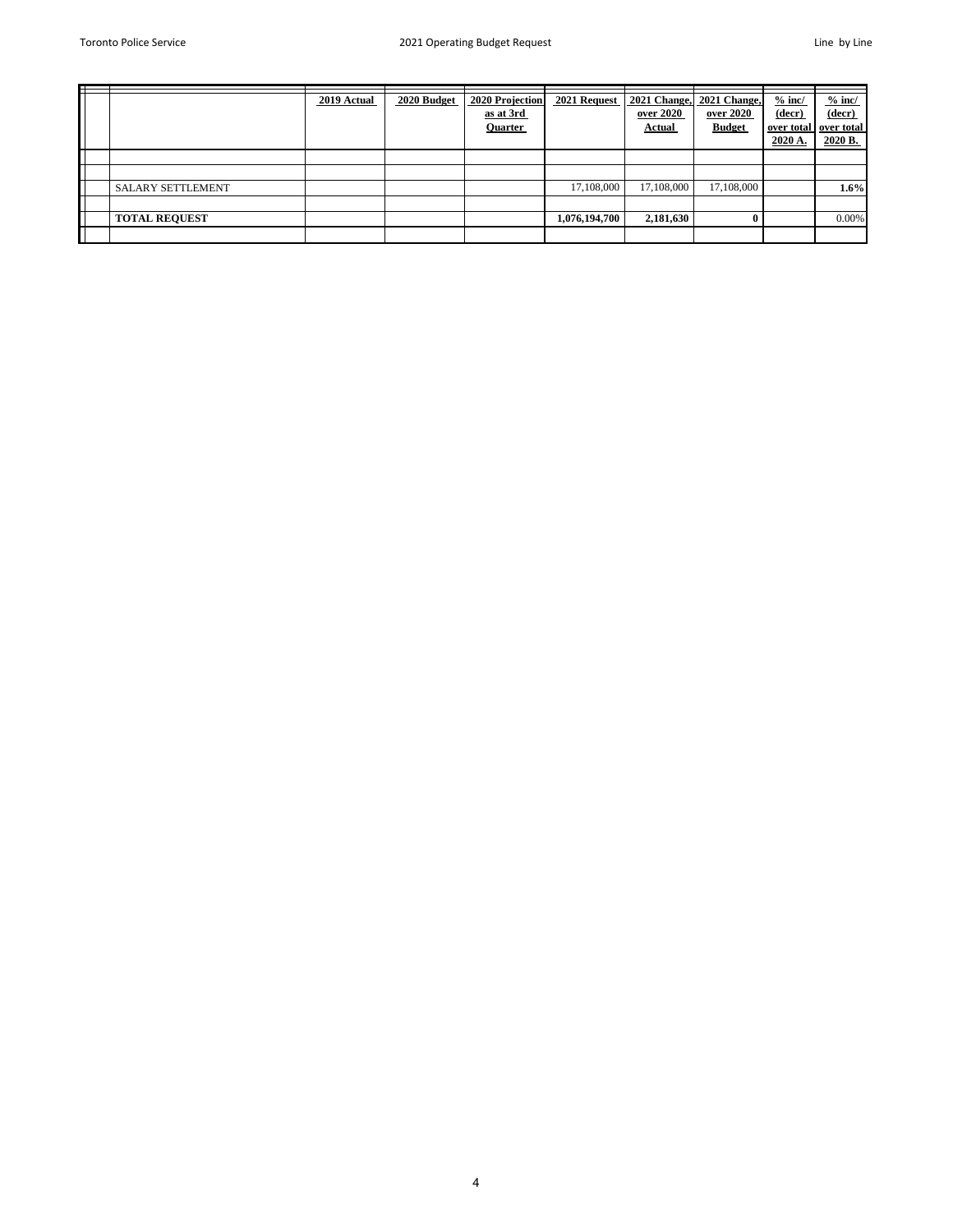| | 2019 Actual | 2020 Budget | 2020 Projection as at 3rd Quarter | 2021 Request | 2021 Change, over 2020 Actual | 2021 Change, over 2020 Budget | % inc/ (decr) over total 2020 A. | % inc/ (decr) over total 2020 B. |
|---|---|---|---|---|---|---|---|---|
| | | | | | | | | |
| | | | | | | | | |
| SALARY SETTLEMENT | | | | 17,108,000 | 17,108,000 | 17,108,000 | | **1.6%** |
| | | | | | | | | |
| **TOTAL REQUEST** | | | | **1,076,194,700** | **2,181,630** | **0** | | 0.00% |
| | | | | | | | | |